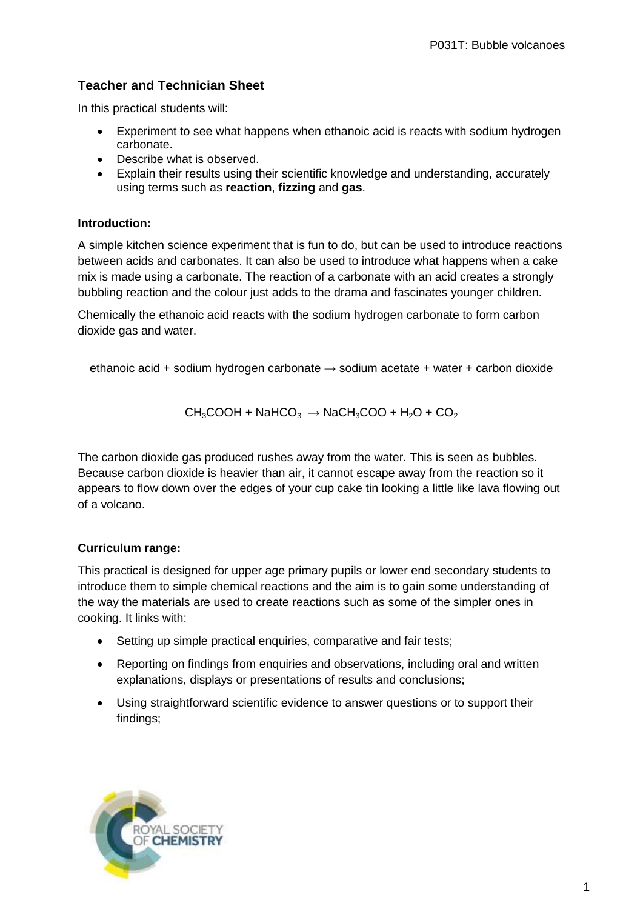## Teacher and Technician Sheet

In this practical students will:

- Experiment to see what happens when ethanoic acid is reacts with sodium hydrogen carbonate.
- Describe what is observed.
- Explain their results using their scientific knowledge and understanding, accurately using terms such as **reaction**, **fizzing** and **gas**.

**Introduction:**

A simple kitchen science experiment that is fun to do, but can be used to introduce reactions between acids and carbonates. It can also be used to introduce what happens when a cake mix is made using a carbonate. The reaction of a carbonate with an acid creates a strongly bubbling reaction and the colour just adds to the drama and fascinates younger children.

Chemically the ethanoic acid reacts with the sodium hydrogen carbonate to form carbon dioxide gas and water.

ethanoic acid + sodium hydrogen carbonate → sodium acetate + water + carbon dioxide

$$CH_3COOH + NaHCO_3 \rightarrow NaCH_3COO + H_2O + CO_2$$

The carbon dioxide gas produced rushes away from the water. This is seen as bubbles. Because carbon dioxide is heavier than air, it cannot escape away from the reaction so it appears to flow down over the edges of your cup cake tin looking a little like lava flowing out of a volcano.

**Curriculum range:**

This practical is designed for upper age primary pupils or lower end secondary students to introduce them to simple chemical reactions and the aim is to gain some understanding of the way the materials are used to create reactions such as some of the simpler ones in cooking. It links with:

- Setting up simple practical enquiries, comparative and fair tests;
- Reporting on findings from enquiries and observations, including oral and written explanations, displays or presentations of results and conclusions;
- Using straightforward scientific evidence to answer questions or to support their findings;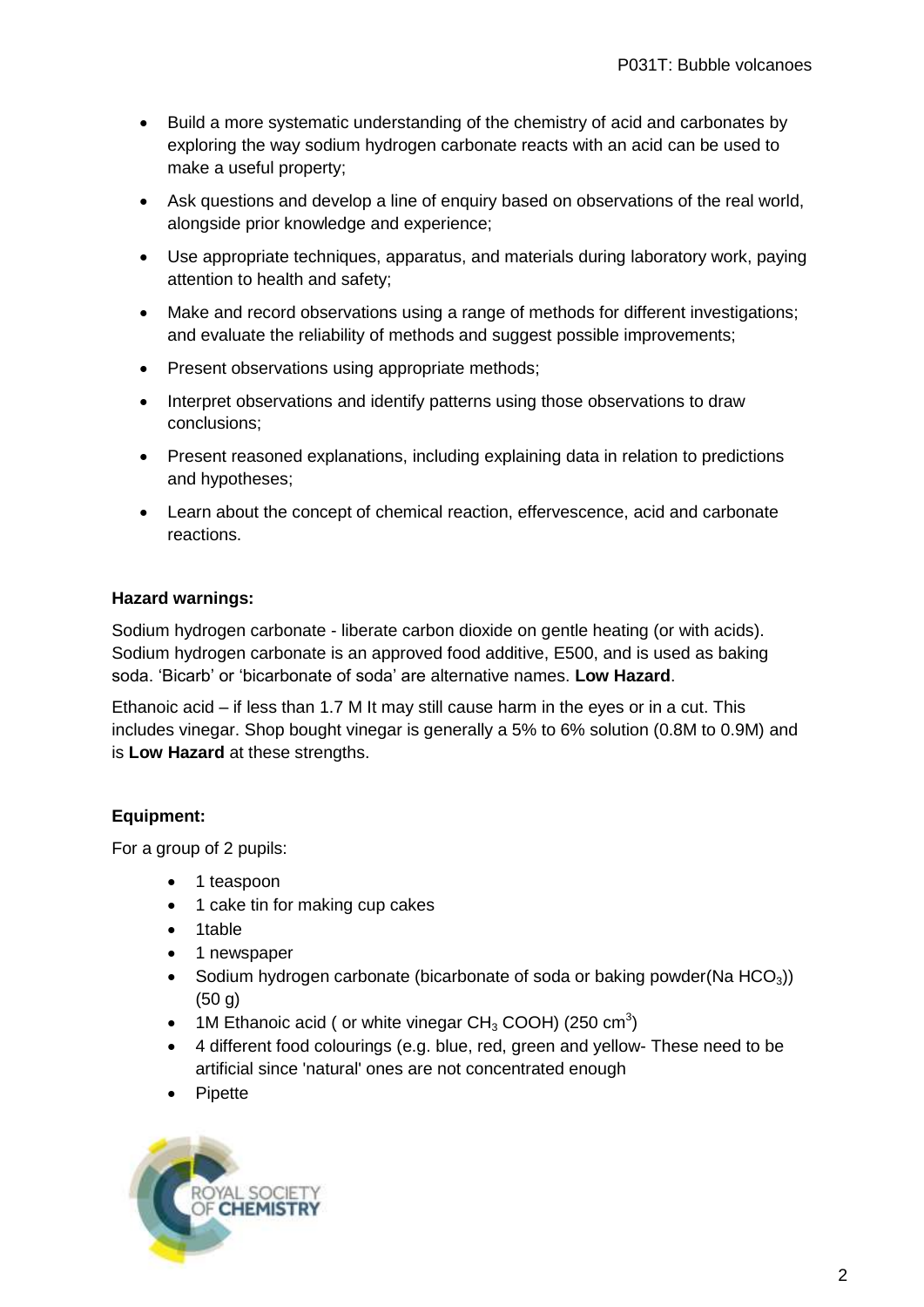- Build a more systematic understanding of the chemistry of acid and carbonates by exploring the way sodium hydrogen carbonate reacts with an acid can be used to make a useful property;
- Ask questions and develop a line of enquiry based on observations of the real world, alongside prior knowledge and experience;
- Use appropriate techniques, apparatus, and materials during laboratory work, paying attention to health and safety;
- Make and record observations using a range of methods for different investigations; and evaluate the reliability of methods and suggest possible improvements;
- Present observations using appropriate methods;
- Interpret observations and identify patterns using those observations to draw conclusions;
- Present reasoned explanations, including explaining data in relation to predictions and hypotheses;
- Learn about the concept of chemical reaction, effervescence, acid and carbonate reactions.

**Hazard warnings:**

Sodium hydrogen carbonate - liberate carbon dioxide on gentle heating (or with acids). Sodium hydrogen carbonate is an approved food additive, E500, and is used as baking soda. 'Bicarb' or 'bicarbonate of soda' are alternative names. **Low Hazard**.

Ethanoic acid – if less than 1.7 M It may still cause harm in the eyes or in a cut. This includes vinegar. Shop bought vinegar is generally a 5% to 6% solution (0.8M to 0.9M) and is **Low Hazard** at these strengths.

**Equipment:**

For a group of 2 pupils:

- 1 teaspoon
- 1 cake tin for making cup cakes
- 1table
- 1 newspaper
- Sodium hydrogen carbonate (bicarbonate of soda or baking powder(Na $HCO_3$)) (50 g)
- 1M Ethanoic acid ( or white vinegar $CH_3$ COOH) (250 $cm^3$)
- 4 different food colourings (e.g. blue, red, green and yellow- These need to be artificial since 'natural' ones are not concentrated enough
- Pipette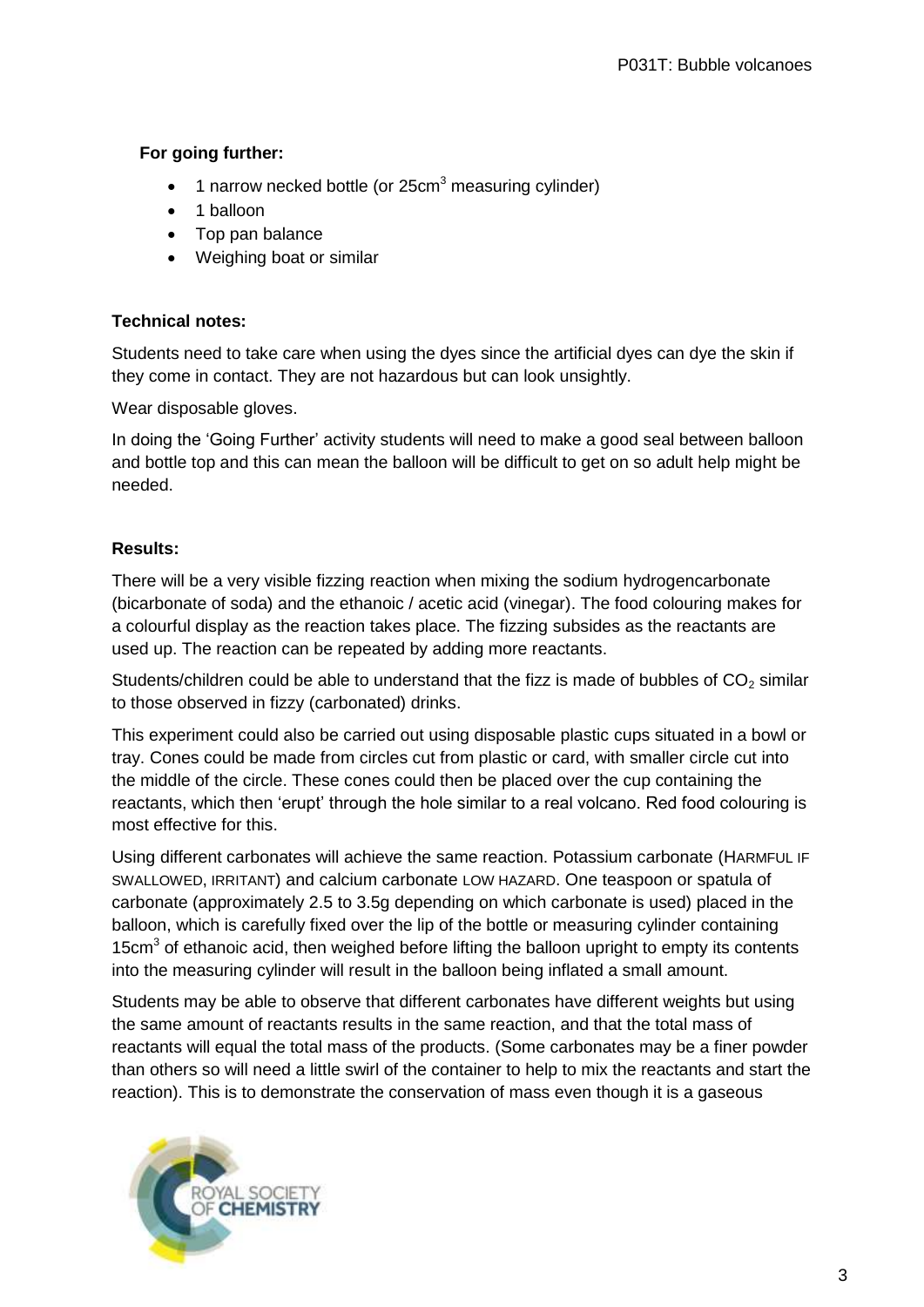**For going further:**

- 1 narrow necked bottle (or 25cm$^3$ measuring cylinder)
- 1 balloon
- Top pan balance
- Weighing boat or similar

**Technical notes:**

Students need to take care when using the dyes since the artificial dyes can dye the skin if they come in contact. They are not hazardous but can look unsightly.

Wear disposable gloves.

In doing the 'Going Further' activity students will need to make a good seal between balloon and bottle top and this can mean the balloon will be difficult to get on so adult help might be needed.

**Results:**

There will be a very visible fizzing reaction when mixing the sodium hydrogencarbonate (bicarbonate of soda) and the ethanoic / acetic acid (vinegar). The food colouring makes for a colourful display as the reaction takes place. The fizzing subsides as the reactants are used up. The reaction can be repeated by adding more reactants.

Students/children could be able to understand that the fizz is made of bubbles of $CO_2$ similar to those observed in fizzy (carbonated) drinks.

This experiment could also be carried out using disposable plastic cups situated in a bowl or tray. Cones could be made from circles cut from plastic or card, with smaller circle cut into the middle of the circle. These cones could then be placed over the cup containing the reactants, which then 'erupt' through the hole similar to a real volcano. Red food colouring is most effective for this.

Using different carbonates will achieve the same reaction. Potassium carbonate (HARMFUL IF SWALLOWED, IRRITANT) and calcium carbonate LOW HAZARD. One teaspoon or spatula of carbonate (approximately 2.5 to 3.5g depending on which carbonate is used) placed in the balloon, which is carefully fixed over the lip of the bottle or measuring cylinder containing 15cm$^3$ of ethanoic acid, then weighed before lifting the balloon upright to empty its contents into the measuring cylinder will result in the balloon being inflated a small amount.

Students may be able to observe that different carbonates have different weights but using the same amount of reactants results in the same reaction, and that the total mass of reactants will equal the total mass of the products. (Some carbonates may be a finer powder than others so will need a little swirl of the container to help to mix the reactants and start the reaction). This is to demonstrate the conservation of mass even though it is a gaseous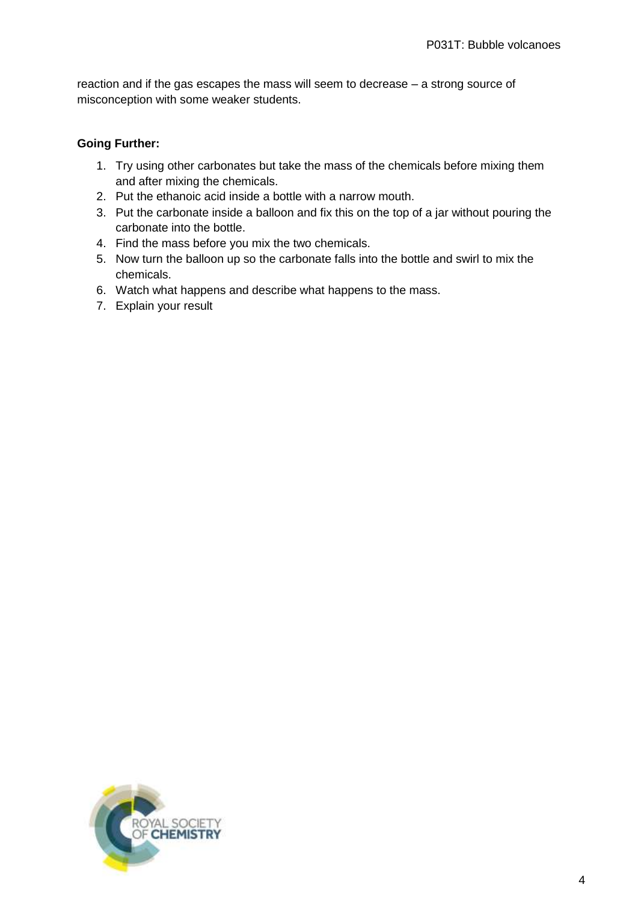reaction and if the gas escapes the mass will seem to decrease – a strong source of misconception with some weaker students.

**Going Further:**

1. Try using other carbonates but take the mass of the chemicals before mixing them and after mixing the chemicals.
2. Put the ethanoic acid inside a bottle with a narrow mouth.
3. Put the carbonate inside a balloon and fix this on the top of a jar without pouring the carbonate into the bottle.
4. Find the mass before you mix the two chemicals.
5. Now turn the balloon up so the carbonate falls into the bottle and swirl to mix the chemicals.
6. Watch what happens and describe what happens to the mass.
7. Explain your result